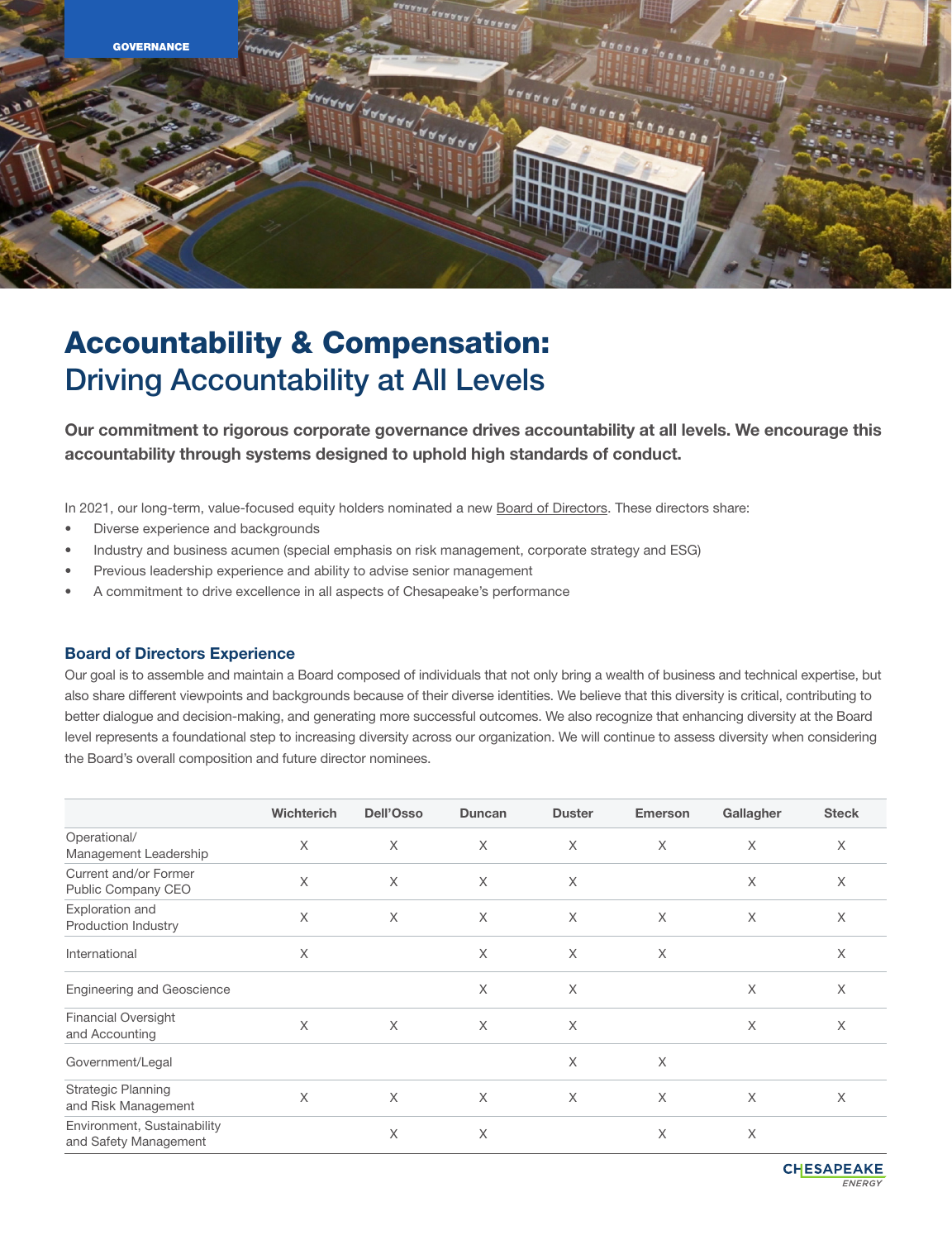GOVERNANCE

# Accountability & Compensation:
## Driving Accountability at All Levels

**Our commitment to rigorous corporate governance drives accountability at all levels. We encourage this accountability through systems designed to uphold high standards of conduct.**

In 2021, our long-term, value-focused equity holders nominated a new Board of Directors. These directors share:

- Diverse experience and backgrounds
- Industry and business acumen (special emphasis on risk management, corporate strategy and ESG)
- Previous leadership experience and ability to advise senior management
- A commitment to drive excellence in all aspects of Chesapeake's performance

### Board of Directors Experience

Our goal is to assemble and maintain a Board composed of individuals that not only bring a wealth of business and technical expertise, but also share different viewpoints and backgrounds because of their diverse identities. We believe that this diversity is critical, contributing to better dialogue and decision-making, and generating more successful outcomes. We also recognize that enhancing diversity at the Board level represents a foundational step to increasing diversity across our organization. We will continue to assess diversity when considering the Board's overall composition and future director nominees.

| | Wichterich | Dell'Osso | Duncan | Duster | Emerson | Gallagher | Steck |
|---|---|---|---|---|---|---|---|
| Operational/ Management Leadership | X | X | X | X | X | X | X |
| Current and/or Former Public Company CEO | X | X | X | X | | X | X |
| Exploration and Production Industry | X | X | X | X | X | X | X |
| International | X | | X | X | X | | X |
| Engineering and Geoscience | | | X | X | | X | X |
| Financial Oversight and Accounting | X | X | X | X | | X | X |
| Government/Legal | | | | X | X | | |
| Strategic Planning and Risk Management | X | X | X | X | X | X | X |
| Environment, Sustainability and Safety Management | | X | X | | X | X | |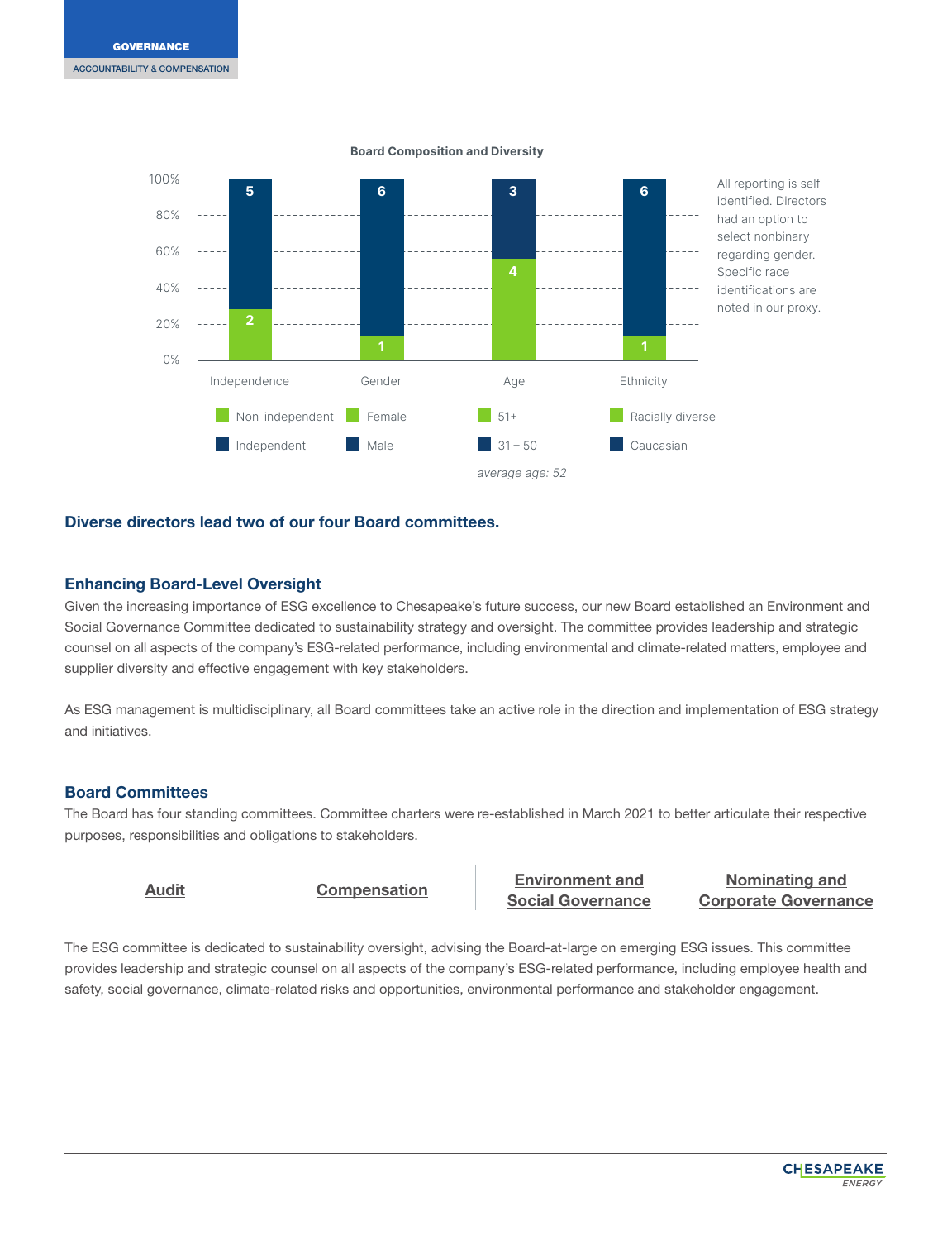### Board Composition and Diversity

| Category | Green | Count | Blue | Count |
|---|---|---|---|---|
| Independence | Non-independent | 2 | Independent | 5 |
| Gender | Female | 1 | Male | 6 |
| Age | 51+ | 4 | 31 – 50 | 3 |
| Ethnicity | Racially diverse | 1 | Caucasian | 6 |

*average age: 52*

All reporting is self-identified. Directors had an option to select nonbinary regarding gender. Specific race identifications are noted in our proxy.

**Diverse directors lead two of our four Board committees.**

## Enhancing Board-Level Oversight

Given the increasing importance of ESG excellence to Chesapeake's future success, our new Board established an Environment and Social Governance Committee dedicated to sustainability strategy and oversight. The committee provides leadership and strategic counsel on all aspects of the company's ESG-related performance, including environmental and climate-related matters, employee and supplier diversity and effective engagement with key stakeholders.

As ESG management is multidisciplinary, all Board committees take an active role in the direction and implementation of ESG strategy and initiatives.

## Board Committees

The Board has four standing committees. Committee charters were re-established in March 2021 to better articulate their respective purposes, responsibilities and obligations to stakeholders.

| Audit | Compensation | Environment and Social Governance | Nominating and Corporate Governance |
|---|---|---|---|

The ESG committee is dedicated to sustainability oversight, advising the Board-at-large on emerging ESG issues. This committee provides leadership and strategic counsel on all aspects of the company's ESG-related performance, including employee health and safety, social governance, climate-related risks and opportunities, environmental performance and stakeholder engagement.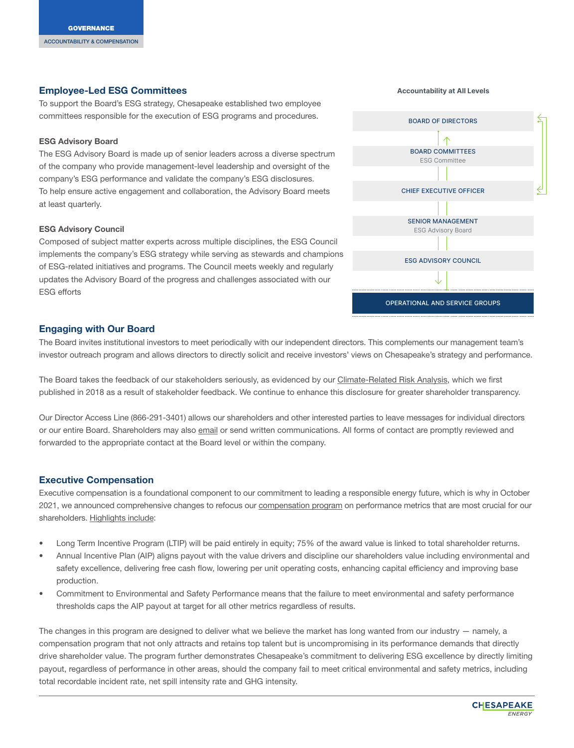## Employee-Led ESG Committees

To support the Board's ESG strategy, Chesapeake established two employee committees responsible for the execution of ESG programs and procedures.

### ESG Advisory Board

The ESG Advisory Board is made up of senior leaders across a diverse spectrum of the company who provide management-level leadership and oversight of the company's ESG performance and validate the company's ESG disclosures. To help ensure active engagement and collaboration, the Advisory Board meets at least quarterly.

### ESG Advisory Council

Composed of subject matter experts across multiple disciplines, the ESG Council implements the company's ESG strategy while serving as stewards and champions of ESG-related initiatives and programs. The Council meets weekly and regularly updates the Advisory Board of the progress and challenges associated with our ESG efforts

**Accountability at All Levels**

- BOARD OF DIRECTORS
- BOARD COMMITTEES — ESG Committee
- CHIEF EXECUTIVE OFFICER
- SENIOR MANAGEMENT — ESG Advisory Board
- ESG ADVISORY COUNCIL
- OPERATIONAL AND SERVICE GROUPS

## Engaging with Our Board

The Board invites institutional investors to meet periodically with our independent directors. This complements our management team's investor outreach program and allows directors to directly solicit and receive investors' views on Chesapeake's strategy and performance.

The Board takes the feedback of our stakeholders seriously, as evidenced by our Climate-Related Risk Analysis, which we first published in 2018 as a result of stakeholder feedback. We continue to enhance this disclosure for greater shareholder transparency.

Our Director Access Line (866-291-3401) allows our shareholders and other interested parties to leave messages for individual directors or our entire Board. Shareholders may also email or send written communications. All forms of contact are promptly reviewed and forwarded to the appropriate contact at the Board level or within the company.

## Executive Compensation

Executive compensation is a foundational component to our commitment to leading a responsible energy future, which is why in October 2021, we announced comprehensive changes to refocus our compensation program on performance metrics that are most crucial for our shareholders. Highlights include:

- Long Term Incentive Program (LTIP) will be paid entirely in equity; 75% of the award value is linked to total shareholder returns.
- Annual Incentive Plan (AIP) aligns payout with the value drivers and discipline our shareholders value including environmental and safety excellence, delivering free cash flow, lowering per unit operating costs, enhancing capital efficiency and improving base production.
- Commitment to Environmental and Safety Performance means that the failure to meet environmental and safety performance thresholds caps the AIP payout at target for all other metrics regardless of results.

The changes in this program are designed to deliver what we believe the market has long wanted from our industry — namely, a compensation program that not only attracts and retains top talent but is uncompromising in its performance demands that directly drive shareholder value. The program further demonstrates Chesapeake's commitment to delivering ESG excellence by directly limiting payout, regardless of performance in other areas, should the company fail to meet critical environmental and safety metrics, including total recordable incident rate, net spill intensity rate and GHG intensity.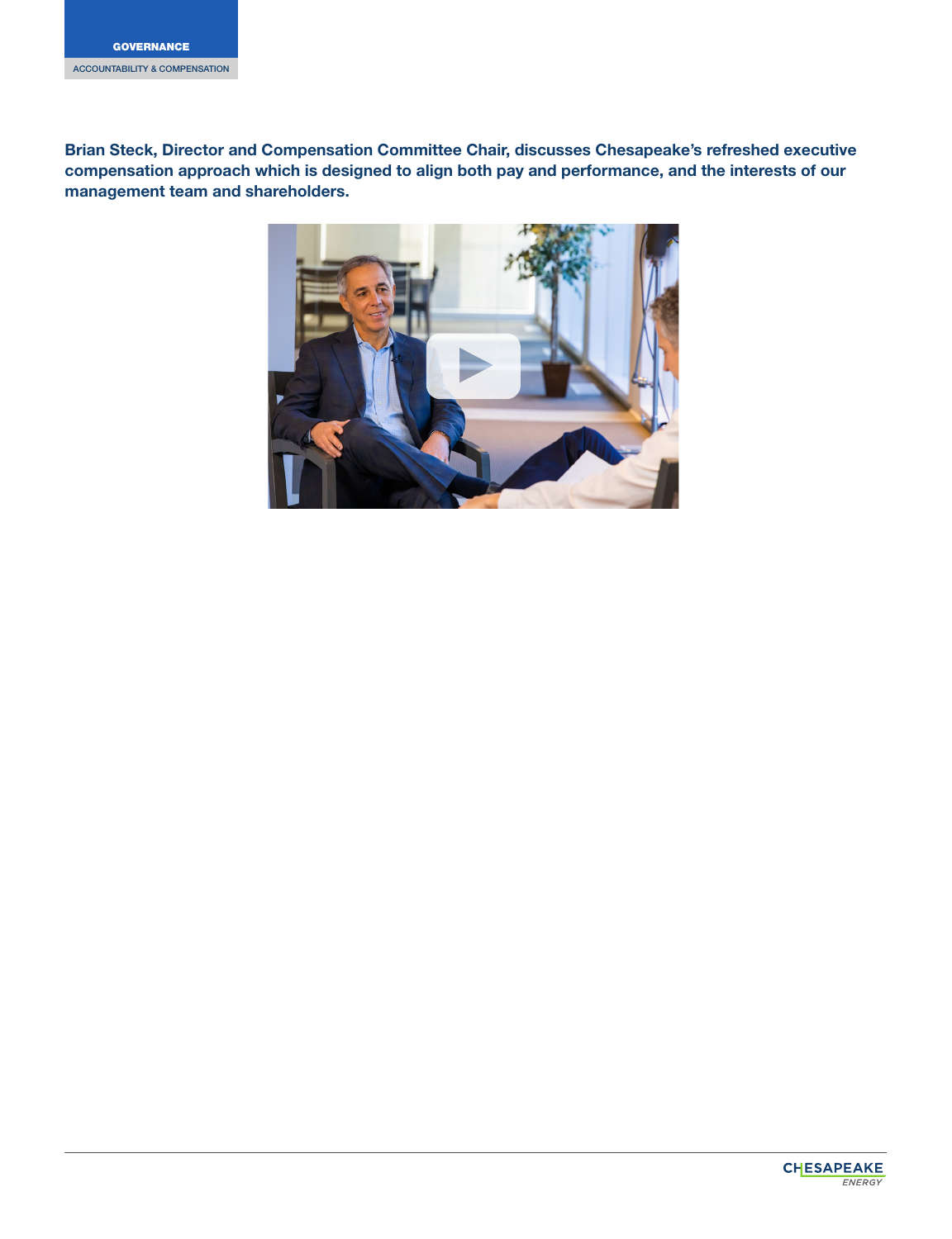**Brian Steck, Director and Compensation Committee Chair, discusses Chesapeake's refreshed executive compensation approach which is designed to align both pay and performance, and the interests of our management team and shareholders.**